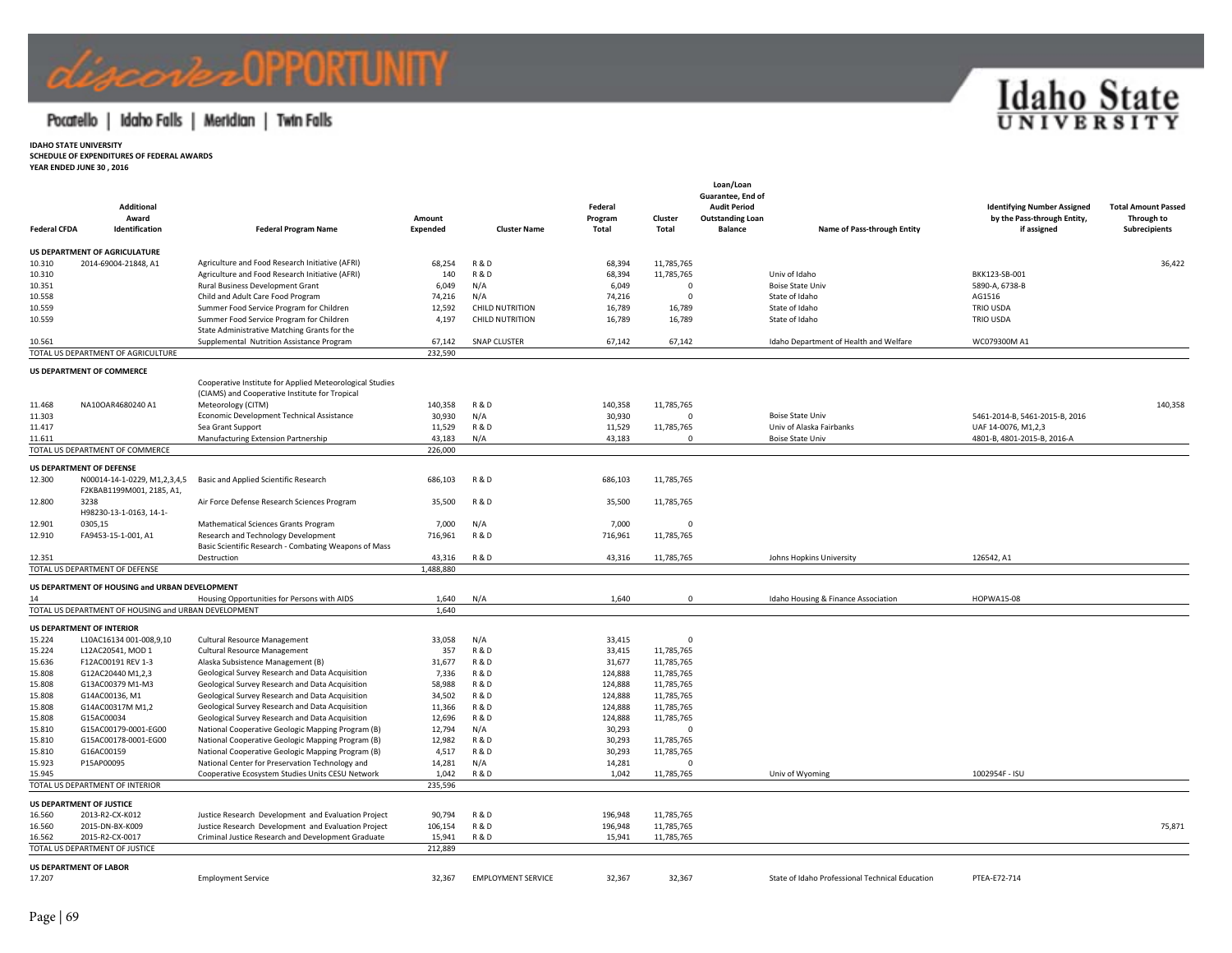discoverOPPORTUNITY

Pocatello | Idaho Falls | Meridian | Twin Falls

Idaho State UNIVERSITY

**IDAHO STATE UNIVERSITY**
**SCHEDULE OF EXPENDITURES OF FEDERAL AWARDS**
**YEAR ENDED JUNE 30 , 2016**

| Federal CFDA | Additional Award Identification | Federal Program Name | Amount Expended | Cluster Name | Federal Program Total | Cluster Total | Loan/Loan Guarantee, End of Audit Period Outstanding Loan Balance | Name of Pass-through Entity | Identifying Number Assigned by the Pass-through Entity, if assigned | Total Amount Passed Through to Subrecipients |
|---|---|---|---|---|---|---|---|---|---|---|
| **US DEPARTMENT OF AGRICULATURE** | | | | | | | | | | |
| 10.310 | 2014-69004-21848, A1 | Agriculture and Food Research Initiative (AFRI) | 68,254 | R & D | 68,394 | 11,785,765 | | | | 36,422 |
| 10.310 | | Agriculture and Food Research Initiative (AFRI) | 140 | R & D | 68,394 | 11,785,765 | | Univ of Idaho | BKK123-SB-001 | |
| 10.351 | | Rural Business Development Grant | 6,049 | N/A | 6,049 | 0 | | Boise State Univ | 5890-A, 6738-B | |
| 10.558 | | Child and Adult Care Food Program | 74,216 | N/A | 74,216 | 0 | | State of Idaho | AG1516 | |
| 10.559 | | Summer Food Service Program for Children | 12,592 | CHILD NUTRITION | 16,789 | 16,789 | | State of Idaho | TRIO USDA | |
| 10.559 | | Summer Food Service Program for Children | 4,197 | CHILD NUTRITION | 16,789 | 16,789 | | State of Idaho | TRIO USDA | |
| 10.561 | | State Administrative Matching Grants for the Supplemental Nutrition Assistance Program | 67,142 | SNAP CLUSTER | 67,142 | 67,142 | | Idaho Department of Health and Welfare | WC079300M A1 | |
| TOTAL US DEPARTMENT OF AGRICULTURE | | | 232,590 | | | | | | | |
| **US DEPARTMENT OF COMMERCE** | | | | | | | | | | |
| 11.468 | NA10OAR4680240 A1 | Cooperative Institute for Applied Meteorological Studies (CIAMS) and Cooperative Institute for Tropical Meteorology (CITM) | 140,358 | R & D | 140,358 | 11,785,765 | | | | 140,358 |
| 11.303 | | Economic Development Technical Assistance | 30,930 | N/A | 30,930 | 0 | | Boise State Univ | 5461-2014-B, 5461-2015-B, 2016 | |
| 11.417 | | Sea Grant Support | 11,529 | R & D | 11,529 | 11,785,765 | | Univ of Alaska Fairbanks | UAF 14-0076, M1,2,3 | |
| 11.611 | | Manufacturing Extension Partnership | 43,183 | N/A | 43,183 | 0 | | Boise State Univ | 4801-B, 4801-2015-B, 2016-A | |
| TOTAL US DEPARTMENT OF COMMERCE | | | 226,000 | | | | | | | |
| **US DEPARTMENT OF DEFENSE** | | | | | | | | | | |
| 12.300 | N00014-14-1-0229, M1,2,3,4,5 | Basic and Applied Scientific Research | 686,103 | R & D | 686,103 | 11,785,765 | | | | |
| 12.800 | F2KBAB1199M001, 2185, A1, 3238 | Air Force Defense Research Sciences Program | 35,500 | R & D | 35,500 | 11,785,765 | | | | |
| 12.901 | H98230-13-1-0163, 14-1-0305,15 | Mathematical Sciences Grants Program | 7,000 | N/A | 7,000 | 0 | | | | |
| 12.910 | FA9453-15-1-001, A1 | Research and Technology Development | 716,961 | R & D | 716,961 | 11,785,765 | | | | |
| 12.351 | | Basic Scientific Research - Combating Weapons of Mass Destruction | 43,316 | R & D | 43,316 | 11,785,765 | | Johns Hopkins University | 126542, A1 | |
| TOTAL US DEPARTMENT OF DEFENSE | | | 1,488,880 | | | | | | | |
| **US DEPARTMENT OF HOUSING and URBAN DEVELOPMENT** | | | | | | | | | | |
| 14 | | Housing Opportunities for Persons with AIDS | 1,640 | N/A | 1,640 | 0 | | Idaho Housing & Finance Association | HOPWA15-08 | |
| TOTAL US DEPARTMENT OF HOUSING and URBAN DEVELOPMENT | | | 1,640 | | | | | | | |
| **US DEPARTMENT OF INTERIOR** | | | | | | | | | | |
| 15.224 | L10AC16134 001-008,9,10 | Cultural Resource Management | 33,058 | N/A | 33,415 | 0 | | | | |
| 15.224 | L12AC20541, MOD 1 | Cultural Resource Management | 357 | R & D | 33,415 | 11,785,765 | | | | |
| 15.636 | F12AC00191 REV 1-3 | Alaska Subsistence Management (B) | 31,677 | R & D | 31,677 | 11,785,765 | | | | |
| 15.808 | G12AC20440 M1,2,3 | Geological Survey Research and Data Acquisition | 7,336 | R & D | 124,888 | 11,785,765 | | | | |
| 15.808 | G13AC00379 M1-M3 | Geological Survey Research and Data Acquisition | 58,998 | R & D | 124,888 | 11,785,765 | | | | |
| 15.808 | G14AC00136, M1 | Geological Survey Research and Data Acquisition | 34,502 | R & D | 124,888 | 11,785,765 | | | | |
| 15.808 | G14AC00317M M1,2 | Geological Survey Research and Data Acquisition | 11,366 | R & D | 124,888 | 11,785,765 | | | | |
| 15.808 | G15AC00034 | Geological Survey Research and Data Acquisition | 12,696 | R & D | 124,888 | 11,785,765 | | | | |
| 15.810 | G15AC00179-0001-EG00 | National Cooperative Geologic Mapping Program (B) | 12,794 | N/A | 30,293 | 0 | | | | |
| 15.810 | G15AC00178-0001-EG00 | National Cooperative Geologic Mapping Program (B) | 12,982 | R & D | 30,293 | 11,785,765 | | | | |
| 15.810 | G16AC00159 | National Cooperative Geologic Mapping Program (B) | 4,517 | R & D | 30,293 | 11,785,765 | | | | |
| 15.923 | P15AP00095 | National Center for Preservation Technology and | 14,281 | N/A | 14,281 | 0 | | | | |
| 15.945 | | Cooperative Ecosystem Studies Units CESU Network | 1,042 | R & D | 1,042 | 11,785,765 | | Univ of Wyoming | 1002954F - ISU | |
| TOTAL US DEPARTMENT OF INTERIOR | | | 235,596 | | | | | | | |
| **US DEPARTMENT OF JUSTICE** | | | | | | | | | | |
| 16.560 | 2013-R2-CX-K012 | Justice Research Development and Evaluation Project | 90,794 | R & D | 196,948 | 11,785,765 | | | | |
| 16.560 | 2015-DN-BX-K009 | Justice Research Development and Evaluation Project | 106,154 | R & D | 196,948 | 11,785,765 | | | | 75,871 |
| 16.562 | 2015-R2-CX-0017 | Criminal Justice Research and Development Graduate | 15,941 | R & D | 15,941 | 11,785,765 | | | | |
| TOTAL US DEPARTMENT OF JUSTICE | | | 212,889 | | | | | | | |
| **US DEPARTMENT OF LABOR** | | | | | | | | | | |
| 17.207 | | Employment Service | 32,367 | EMPLOYMENT SERVICE | 32,367 | 32,367 | | State of Idaho Professional Technical Education | PTEA-E72-714 | |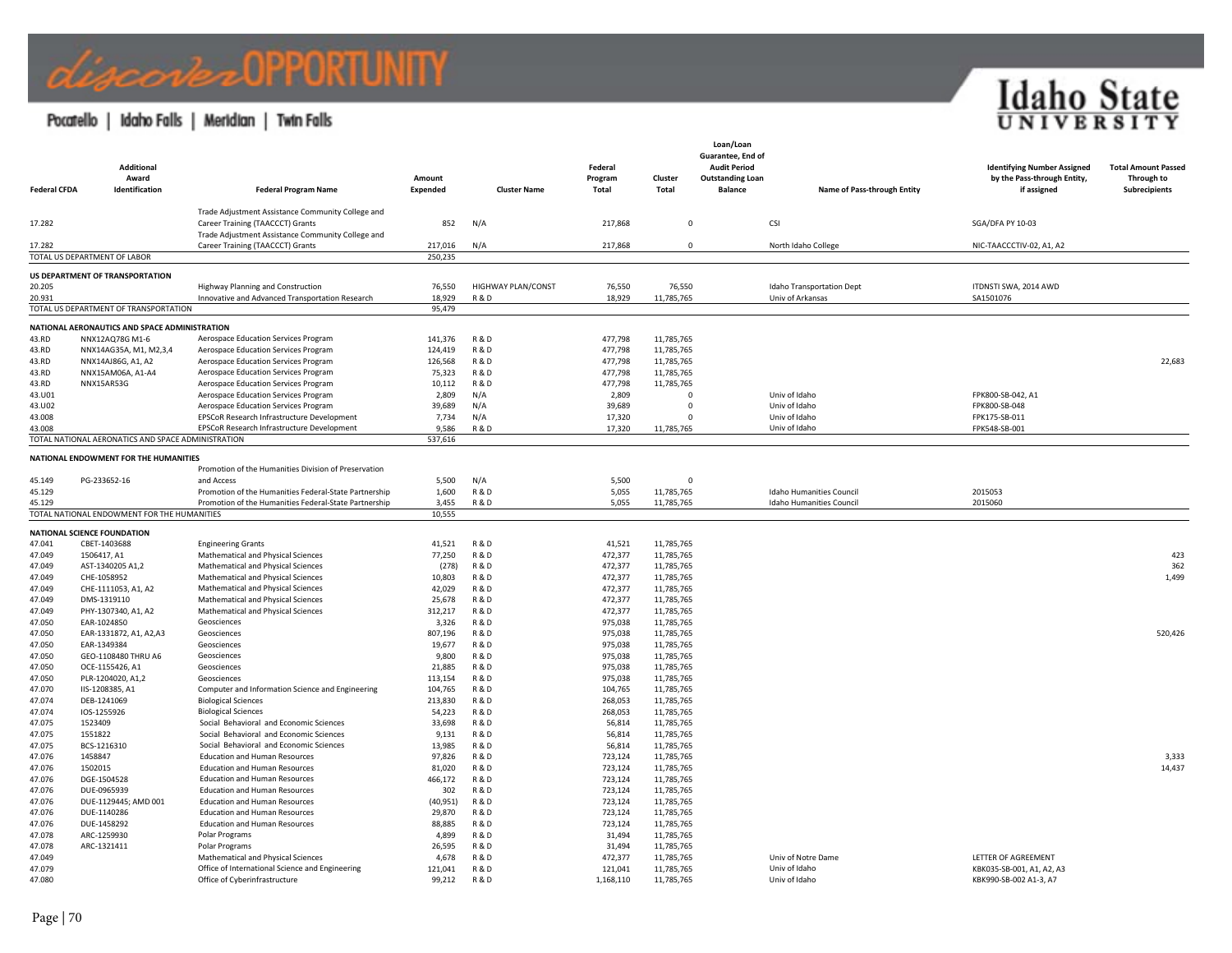| Federal CFDA | Additional Award Identification | Federal Program Name | Amount Expended | Cluster Name | Federal Program Total | Cluster Total | Loan/Loan Guarantee, End of Audit Period Outstanding Loan Balance | Name of Pass-through Entity | Identifying Number Assigned by the Pass-through Entity, if assigned | Total Amount Passed Through to Subrecipients |
|---|---|---|---|---|---|---|---|---|---|---|
| 17.282 | | Trade Adjustment Assistance Community College and Career Training (TAACCCT) Grants | 852 | N/A | 217,868 | 0 | | CSI | SGA/DFA PY 10-03 | |
| 17.282 | | Trade Adjustment Assistance Community College and Career Training (TAACCCT) Grants | 217,016 | N/A | 217,868 | 0 | | North Idaho College | NIC-TAACCCTIV-02, A1, A2 | |
| TOTAL US DEPARTMENT OF LABOR | | | 250,235 | | | | | | | |
| **US DEPARTMENT OF TRANSPORTATION** | | | | | | | | | | |
| 20.205 | | Highway Planning and Construction | 76,550 | HIGHWAY PLAN/CONST | 76,550 | 76,550 | | Idaho Transportation Dept | ITDNSTI SWA, 2014 AWD | |
| 20.931 | | Innovative and Advanced Transportation Research | 18,929 | R & D | 18,929 | 11,785,765 | | Univ of Arkansas | SA1501076 | |
| TOTAL US DEPARTMENT OF TRANSPORTATION | | | 95,479 | | | | | | | |
| **NATIONAL AERONAUTICS AND SPACE ADMINISTRATION** | | | | | | | | | | |
| 43.RD | NNX12AQ78G M1-6 | Aerospace Education Services Program | 141,376 | R & D | 477,798 | 11,785,765 | | | | |
| 43.RD | NNX14AG35A, M1, M2,3,4 | Aerospace Education Services Program | 124,419 | R & D | 477,798 | 11,785,765 | | | | |
| 43.RD | NNX14AJ86G, A1, A2 | Aerospace Education Services Program | 126,568 | R & D | 477,798 | 11,785,765 | | | | 22,683 |
| 43.RD | NNX15AM06A, A1-A4 | Aerospace Education Services Program | 75,323 | R & D | 477,798 | 11,785,765 | | | | |
| 43.RD | NNX15AR53G | Aerospace Education Services Program | 10,112 | R & D | 477,798 | 11,785,765 | | | | |
| 43.U01 | | Aerospace Education Services Program | 2,809 | N/A | 2,809 | 0 | | Univ of Idaho | FPK800-SB-042, A1 | |
| 43.U02 | | Aerospace Education Services Program | 39,689 | N/A | 39,689 | 0 | | Univ of Idaho | FPK800-SB-048 | |
| 43.008 | | EPSCoR Research Infrastructure Development | 7,734 | N/A | 17,320 | 0 | | Univ of Idaho | FPK175-SB-011 | |
| 43.008 | | EPSCoR Research Infrastructure Development | 9,586 | R & D | 17,320 | 11,785,765 | | Univ of Idaho | FPK548-SB-001 | |
| TOTAL NATIONAL AERONATICS AND SPACE ADMINISTRATION | | | 537,616 | | | | | | | |
| **NATIONAL ENDOWMENT FOR THE HUMANITIES** | | | | | | | | | | |
| 45.149 | PG-233652-16 | Promotion of the Humanities Division of Preservation and Access | 5,500 | N/A | 5,500 | 0 | | | | |
| 45.129 | | Promotion of the Humanities Federal-State Partnership | 1,600 | R & D | 5,055 | 11,785,765 | | Idaho Humanities Council | 2015053 | |
| 45.129 | | Promotion of the Humanities Federal-State Partnership | 3,455 | R & D | 5,055 | 11,785,765 | | Idaho Humanities Council | 2015060 | |
| TOTAL NATIONAL ENDOWMENT FOR THE HUMANITIES | | | 10,555 | | | | | | | |
| **NATIONAL SCIENCE FOUNDATION** | | | | | | | | | | |
| 47.041 | CBET-1403688 | Engineering Grants | 41,521 | R & D | 41,521 | 11,785,765 | | | | |
| 47.049 | 1506417, A1 | Mathematical and Physical Sciences | 77,250 | R & D | 472,377 | 11,785,765 | | | | 423 |
| 47.049 | AST-1340205 A1,2 | Mathematical and Physical Sciences | (278) | R & D | 472,377 | 11,785,765 | | | | 362 |
| 47.049 | CHE-1058952 | Mathematical and Physical Sciences | 10,803 | R & D | 472,377 | 11,785,765 | | | | 1,499 |
| 47.049 | CHE-1111053, A1, A2 | Mathematical and Physical Sciences | 42,029 | R & D | 472,377 | 11,785,765 | | | | |
| 47.049 | DMS-1319110 | Mathematical and Physical Sciences | 25,678 | R & D | 472,377 | 11,785,765 | | | | |
| 47.049 | PHY-1307340, A1, A2 | Mathematical and Physical Sciences | 312,217 | R & D | 472,377 | 11,785,765 | | | | |
| 47.050 | EAR-1024850 | Geosciences | 3,326 | R & D | 975,038 | 11,785,765 | | | | |
| 47.050 | EAR-1331872, A1, A2,A3 | Geosciences | 807,196 | R & D | 975,038 | 11,785,765 | | | | 520,426 |
| 47.050 | EAR-1349384 | Geosciences | 19,677 | R & D | 975,038 | 11,785,765 | | | | |
| 47.050 | GEO-1108480 THRU A6 | Geosciences | 9,800 | R & D | 975,038 | 11,785,765 | | | | |
| 47.050 | OCE-1155426, A1 | Geosciences | 21,885 | R & D | 975,038 | 11,785,765 | | | | |
| 47.050 | PLR-1204020, A1,2 | Geosciences | 113,154 | R & D | 975,038 | 11,785,765 | | | | |
| 47.070 | IIS-1208385, A1 | Computer and Information Science and Engineering | 104,765 | R & D | 104,765 | 11,785,765 | | | | |
| 47.074 | DEB-1241069 | Biological Sciences | 213,830 | R & D | 268,053 | 11,785,765 | | | | |
| 47.074 | IOS-1255926 | Biological Sciences | 54,223 | R & D | 268,053 | 11,785,765 | | | | |
| 47.075 | 1523409 | Social Behavioral and Economic Sciences | 33,698 | R & D | 56,814 | 11,785,765 | | | | |
| 47.075 | 1551822 | Social Behavioral and Economic Sciences | 9,131 | R & D | 56,814 | 11,785,765 | | | | |
| 47.075 | BCS-1216310 | Social Behavioral and Economic Sciences | 13,985 | R & D | 56,814 | 11,785,765 | | | | |
| 47.076 | 1458847 | Education and Human Resources | 97,826 | R & D | 723,124 | 11,785,765 | | | | 3,333 |
| 47.076 | 1502015 | Education and Human Resources | 81,020 | R & D | 723,124 | 11,785,765 | | | | 14,437 |
| 47.076 | DGE-1504528 | Education and Human Resources | 466,172 | R & D | 723,124 | 11,785,765 | | | | |
| 47.076 | DUE-0965939 | Education and Human Resources | 302 | R & D | 723,124 | 11,785,765 | | | | |
| 47.076 | DUE-1129445; AMD 001 | Education and Human Resources | (40,951) | R & D | 723,124 | 11,785,765 | | | | |
| 47.076 | DUE-1140286 | Education and Human Resources | 29,870 | R & D | 723,124 | 11,785,765 | | | | |
| 47.076 | DUE-1458292 | Education and Human Resources | 88,885 | R & D | 723,124 | 11,785,765 | | | | |
| 47.078 | ARC-1259930 | Polar Programs | 4,899 | R & D | 31,494 | 11,785,765 | | | | |
| 47.078 | ARC-1321411 | Polar Programs | 26,595 | R & D | 31,494 | 11,785,765 | | | | |
| 47.049 | | Mathematical and Physical Sciences | 4,678 | R & D | 472,377 | 11,785,765 | | Univ of Notre Dame | LETTER OF AGREEMENT | |
| 47.079 | | Office of International Science and Engineering | 121,041 | R & D | 121,041 | 11,785,765 | | Univ of Idaho | KBK035-SB-001, A1, A2, A3 | |
| 47.080 | | Office of Cyberinfrastructure | 99,212 | R & D | 1,168,110 | 11,785,765 | | Univ of Idaho | KBK990-SB-002 A1-3, A7 | |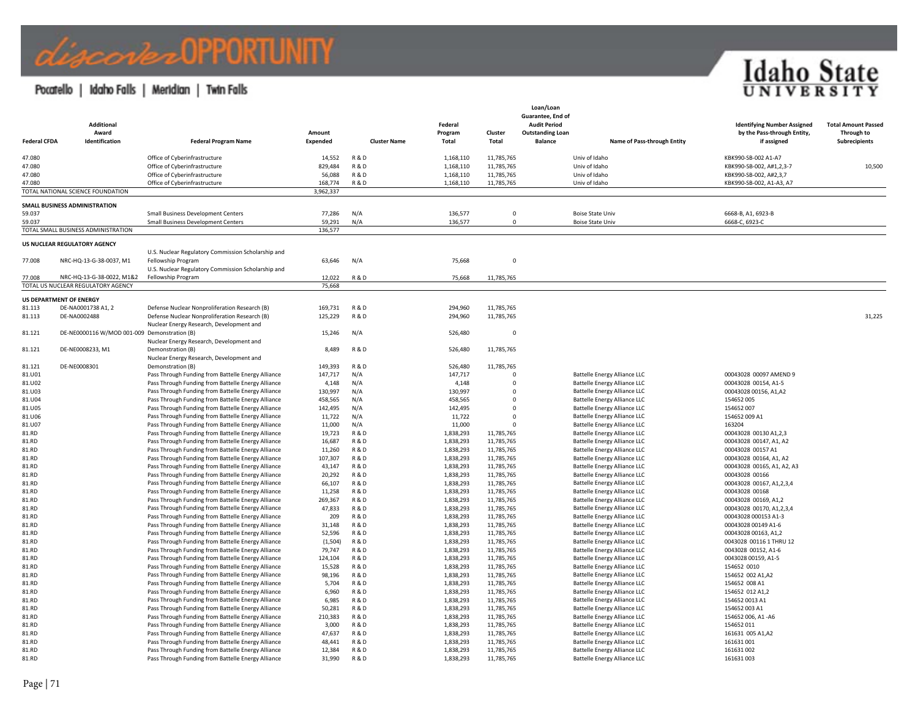| Federal CFDA | Additional Award Identification | Federal Program Name | Amount Expended | Cluster Name | Federal Program Total | Cluster Total | Loan/Loan Guarantee, End of Audit Period Outstanding Loan Balance | Name of Pass-through Entity | Identifying Number Assigned by the Pass-through Entity, if assigned | Total Amount Passed Through to Subrecipients |
|---|---|---|---|---|---|---|---|---|---|---|
| 47.080 | | Office of Cyberinfrastructure | 14,552 | R & D | 1,168,110 | 11,785,765 | | Univ of Idaho | KBK990-SB-002 A1-A7 | |
| 47.080 | | Office of Cyberinfrastructure | 829,484 | R & D | 1,168,110 | 11,785,765 | | Univ of Idaho | KBK990-SB-002, A#1,2,3-7 | 10,500 |
| 47.080 | | Office of Cyberinfrastructure | 56,088 | R & D | 1,168,110 | 11,785,765 | | Univ of Idaho | KBK990-SB-002, A#2,3,7 | |
| 47.080 | | Office of Cyberinfrastructure | 168,774 | R & D | 1,168,110 | 11,785,765 | | Univ of Idaho | KBK990-SB-002, A1-A3, A7 | |
| TOTAL NATIONAL SCIENCE FOUNDATION | | | 3,962,337 | | | | | | | |
| **SMALL BUSINESS ADMINISTRATION** | | | | | | | | | | |
| 59.037 | | Small Business Development Centers | 77,286 | N/A | 136,577 | 0 | | Boise State Univ | 6668-B, A1, 6923-B | |
| 59.037 | | Small Business Development Centers | 59,291 | N/A | 136,577 | 0 | | Boise State Univ | 6668-C, 6923-C | |
| TOTAL SMALL BUSINESS ADMINISTRATION | | | 136,577 | | | | | | | |
| **US NUCLEAR REGULATORY AGENCY** | | | | | | | | | | |
| 77.008 | NRC-HQ-13-G-38-0037, M1 | U.S. Nuclear Regulatory Commission Scholarship and Fellowship Program | 63,646 | N/A | 75,668 | 0 | | | | |
| 77.008 | NRC-HQ-13-G-38-0022, M1&2 | U.S. Nuclear Regulatory Commission Scholarship and Fellowship Program | 12,022 | R & D | 75,668 | 11,785,765 | | | | |
| TOTAL US NUCLEAR REGULATORY AGENCY | | | 75,668 | | | | | | | |
| **US DEPARTMENT OF ENERGY** | | | | | | | | | | |
| 81.113 | DE-NA0001738 A1, 2 | Defense Nuclear Nonproliferation Research (B) | 169,731 | R & D | 294,960 | 11,785,765 | | | | |
| 81.113 | DE-NA0002488 | Defense Nuclear Nonproliferation Research (B) | 125,229 | R & D | 294,960 | 11,785,765 | | | | 31,225 |
| 81.121 | DE-NE0000116 W/MOD 001-009 | Nuclear Energy Research, Development and Demonstration (B) | 15,246 | N/A | 526,480 | 0 | | | | |
| 81.121 | DE-NE0008233, M1 | Nuclear Energy Research, Development and Demonstration (B) | 8,489 | R & D | 526,480 | 11,785,765 | | | | |
| 81.121 | DE-NE0008301 | Nuclear Energy Research, Development and Demonstration (B) | 149,393 | R & D | 526,480 | 11,785,765 | | | | |
| 81.U01 | | Pass Through Funding from Battelle Energy Alliance | 147,717 | N/A | 147,717 | 0 | | Battelle Energy Alliance LLC | 00043028 00097 AMEND 9 | |
| 81.U02 | | Pass Through Funding from Battelle Energy Alliance | 4,148 | N/A | 4,148 | 0 | | Battelle Energy Alliance LLC | 00043028 00154, A1-5 | |
| 81.U03 | | Pass Through Funding from Battelle Energy Alliance | 130,997 | N/A | 130,997 | 0 | | Battelle Energy Alliance LLC | 00043028 00156, A1,A2 | |
| 81.U04 | | Pass Through Funding from Battelle Energy Alliance | 458,565 | N/A | 458,565 | 0 | | Battelle Energy Alliance LLC | 154652 005 | |
| 81.U05 | | Pass Through Funding from Battelle Energy Alliance | 142,495 | N/A | 142,495 | 0 | | Battelle Energy Alliance LLC | 154652 007 | |
| 81.U06 | | Pass Through Funding from Battelle Energy Alliance | 11,722 | N/A | 11,722 | 0 | | Battelle Energy Alliance LLC | 154652 009 A1 | |
| 81.U07 | | Pass Through Funding from Battelle Energy Alliance | 11,000 | N/A | 11,000 | 0 | | Battelle Energy Alliance LLC | 163204 | |
| 81.RD | | Pass Through Funding from Battelle Energy Alliance | 19,723 | R & D | 1,838,293 | 11,785,765 | | Battelle Energy Alliance LLC | 00043028 00130 A1,2,3 | |
| 81.RD | | Pass Through Funding from Battelle Energy Alliance | 16,687 | R & D | 1,838,293 | 11,785,765 | | Battelle Energy Alliance LLC | 00043028 00147, A1, A2 | |
| 81.RD | | Pass Through Funding from Battelle Energy Alliance | 11,260 | R & D | 1,838,293 | 11,785,765 | | Battelle Energy Alliance LLC | 00043028 00157 A1 | |
| 81.RD | | Pass Through Funding from Battelle Energy Alliance | 107,307 | R & D | 1,838,293 | 11,785,765 | | Battelle Energy Alliance LLC | 00043028 00164, A1, A2 | |
| 81.RD | | Pass Through Funding from Battelle Energy Alliance | 43,147 | R & D | 1,838,293 | 11,785,765 | | Battelle Energy Alliance LLC | 00043028 00165, A1, A2, A3 | |
| 81.RD | | Pass Through Funding from Battelle Energy Alliance | 20,292 | R & D | 1,838,293 | 11,785,765 | | Battelle Energy Alliance LLC | 00043028 00166 | |
| 81.RD | | Pass Through Funding from Battelle Energy Alliance | 66,107 | R & D | 1,838,293 | 11,785,765 | | Battelle Energy Alliance LLC | 00043028 00167, A1,2,3,4 | |
| 81.RD | | Pass Through Funding from Battelle Energy Alliance | 11,258 | R & D | 1,838,293 | 11,785,765 | | Battelle Energy Alliance LLC | 00043028 00168 | |
| 81.RD | | Pass Through Funding from Battelle Energy Alliance | 269,367 | R & D | 1,838,293 | 11,785,765 | | Battelle Energy Alliance LLC | 00043028 00169, A1,2 | |
| 81.RD | | Pass Through Funding from Battelle Energy Alliance | 47,833 | R & D | 1,838,293 | 11,785,765 | | Battelle Energy Alliance LLC | 00043028 00170, A1,2,3,4 | |
| 81.RD | | Pass Through Funding from Battelle Energy Alliance | 209 | R & D | 1,838,293 | 11,785,765 | | Battelle Energy Alliance LLC | 00043028 000153 A1-3 | |
| 81.RD | | Pass Through Funding from Battelle Energy Alliance | 31,148 | R & D | 1,838,293 | 11,785,765 | | Battelle Energy Alliance LLC | 00043028 00149 A1-6 | |
| 81.RD | | Pass Through Funding from Battelle Energy Alliance | 52,596 | R & D | 1,838,293 | 11,785,765 | | Battelle Energy Alliance LLC | 00043028 00163, A1,2 | |
| 81.RD | | Pass Through Funding from Battelle Energy Alliance | (1,504) | R & D | 1,838,293 | 11,785,765 | | Battelle Energy Alliance LLC | 0043028 00116 1 THRU 12 | |
| 81.RD | | Pass Through Funding from Battelle Energy Alliance | 79,747 | R & D | 1,838,293 | 11,785,765 | | Battelle Energy Alliance LLC | 0043028 00152, A1-6 | |
| 81.RD | | Pass Through Funding from Battelle Energy Alliance | 124,104 | R & D | 1,838,293 | 11,785,765 | | Battelle Energy Alliance LLC | 0043028 00159, A1-5 | |
| 81.RD | | Pass Through Funding from Battelle Energy Alliance | 15,528 | R & D | 1,838,293 | 11,785,765 | | Battelle Energy Alliance LLC | 154652 0010 | |
| 81.RD | | Pass Through Funding from Battelle Energy Alliance | 98,196 | R & D | 1,838,293 | 11,785,765 | | Battelle Energy Alliance LLC | 154652 002 A1,A2 | |
| 81.RD | | Pass Through Funding from Battelle Energy Alliance | 5,704 | R & D | 1,838,293 | 11,785,765 | | Battelle Energy Alliance LLC | 154652 008 A1 | |
| 81.RD | | Pass Through Funding from Battelle Energy Alliance | 6,960 | R & D | 1,838,293 | 11,785,765 | | Battelle Energy Alliance LLC | 154652 012 A1,2 | |
| 81.RD | | Pass Through Funding from Battelle Energy Alliance | 6,985 | R & D | 1,838,293 | 11,785,765 | | Battelle Energy Alliance LLC | 154652 0013 A1 | |
| 81.RD | | Pass Through Funding from Battelle Energy Alliance | 50,281 | R & D | 1,838,293 | 11,785,765 | | Battelle Energy Alliance LLC | 154652 003 A1 | |
| 81.RD | | Pass Through Funding from Battelle Energy Alliance | 210,383 | R & D | 1,838,293 | 11,785,765 | | Battelle Energy Alliance LLC | 154652 006, A1 -A6 | |
| 81.RD | | Pass Through Funding from Battelle Energy Alliance | 3,000 | R & D | 1,838,293 | 11,785,765 | | Battelle Energy Alliance LLC | 154652 011 | |
| 81.RD | | Pass Through Funding from Battelle Energy Alliance | 47,637 | R & D | 1,838,293 | 11,785,765 | | Battelle Energy Alliance LLC | 161631 005 A1,A2 | |
| 81.RD | | Pass Through Funding from Battelle Energy Alliance | 48,441 | R & D | 1,838,293 | 11,785,765 | | Battelle Energy Alliance LLC | 161631 001 | |
| 81.RD | | Pass Through Funding from Battelle Energy Alliance | 12,384 | R & D | 1,838,293 | 11,785,765 | | Battelle Energy Alliance LLC | 161631 002 | |
| 81.RD | | Pass Through Funding from Battelle Energy Alliance | 31,990 | R & D | 1,838,293 | 11,785,765 | | Battelle Energy Alliance LLC | 161631 003 | |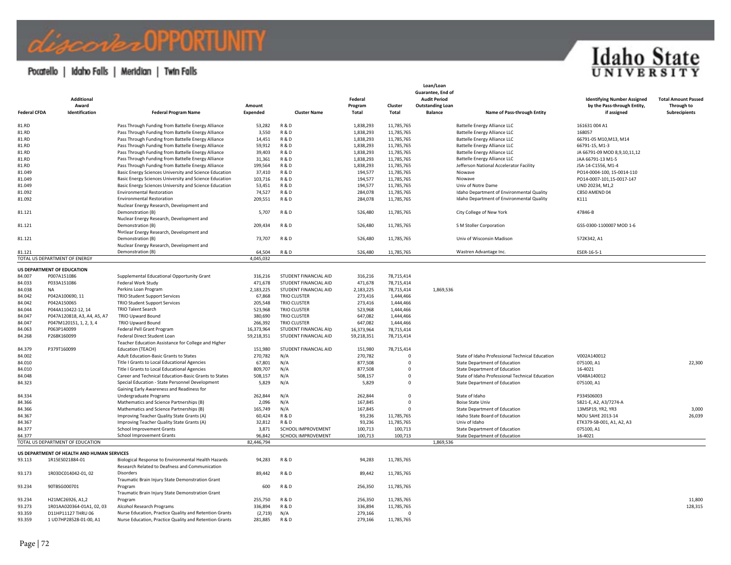| Federal CFDA | Additional Award Identification | Federal Program Name | Amount Expended | Cluster Name | Federal Program Total | Cluster Total | Loan/Loan Guarantee, End of Audit Period Outstanding Loan Balance | Name of Pass-through Entity | Identifying Number Assigned by the Pass-through Entity, if assigned | Total Amount Passed Through to Subrecipients |
|---|---|---|---|---|---|---|---|---|---|---|
| 81.RD | | Pass Through Funding from Battelle Energy Alliance | 53,282 | R & D | 1,838,293 | 11,785,765 | | Battelle Energy Alliance LLC | 161631 004 A1 | |
| 81.RD | | Pass Through Funding from Battelle Energy Alliance | 3,550 | R & D | 1,838,293 | 11,785,765 | | Battelle Energy Alliance LLC | 168057 | |
| 81.RD | | Pass Through Funding from Battelle Energy Alliance | 14,451 | R & D | 1,838,293 | 11,785,765 | | Battelle Energy Alliance LLC | 66791-05 M10,M13, M14 | |
| 81.RD | | Pass Through Funding from Battelle Energy Alliance | 59,912 | R & D | 1,838,293 | 11,785,765 | | Battelle Energy Alliance LLC | 66791-15, M1-3 | |
| 81.RD | | Pass Through Funding from Battelle Energy Alliance | 39,403 | R & D | 1,838,293 | 11,785,765 | | Battelle Energy Alliance LLC | JA 66791-09 MOD 8,9,10,11,12 | |
| 81.RD | | Pass Through Funding from Battelle Energy Alliance | 31,361 | R & D | 1,838,293 | 11,785,765 | | Battelle Energy Alliance LLC | JAA 66791-13 M1-5 | |
| 81.RD | | Pass Through Funding from Battelle Energy Alliance | 199,564 | R & D | 1,838,293 | 11,785,765 | | Jefferson National Accelerator Facility | JSA-14-C1556, M1-4 | |
| 81.049 | | Basic Energy Sciences University and Science Education | 37,410 | R & D | 194,577 | 11,785,765 | | Niowave | PO14-0004-100, 15-0014-110 | |
| 81.049 | | Basic Energy Sciences University and Science Education | 103,716 | R & D | 194,577 | 11,785,765 | | Niowave | PO14-0007-101,15-0017-147 | |
| 81.049 | | Basic Energy Sciences University and Science Education | 53,451 | R & D | 194,577 | 11,785,765 | | Univ of Notre Dame | UND 20234, M1,2 | |
| 81.092 | | Environmental Restoration | 74,527 | R & D | 284,078 | 11,785,765 | | Idaho Department of Environmental Quality | C850 AMEND 04 | |
| 81.092 | | Environmental Restoration | 209,551 | R & D | 284,078 | 11,785,765 | | Idaho Department of Environmental Quality | K111 | |
| 81.121 | | Nuclear Energy Research, Development and Demonstration (B) | 5,707 | R & D | 526,480 | 11,785,765 | | City College of New York | 47846-B | |
| 81.121 | | Nuclear Energy Research, Development and Demonstration (B) | 209,434 | R & D | 526,480 | 11,785,765 | | S M Stoller Corporation | GSS-0300-1100007 MOD 1-6 | |
| 81.121 | | Nuclear Energy Research, Development and Demonstration (B) | 73,707 | R & D | 526,480 | 11,785,765 | | Univ of Wisconsin Madison | 572K342, A1 | |
| 81.121 | | Nuclear Energy Research, Development and Demonstration (B) | 64,504 | R & D | 526,480 | 11,785,765 | | Wastren Advantage Inc. | ESER-16-5-1 | |
| TOTAL US DEPARTMENT OF ENERGY | | | 4,045,032 | | | | | | | |
| **US DEPARTMENT OF EDUCATION** | | | | | | | | | | |
| 84.007 | P007A151086 | Supplemental Educational Opportunity Grant | 316,216 | STUDENT FINANCIAL AID | 316,216 | 78,715,414 | | | | |
| 84.033 | P033A151086 | Federal Work Study | 471,678 | STUDENT FINANCIAL AID | 471,678 | 78,715,414 | | | | |
| 84.038 | NA | Perkins Loan Program | 2,183,225 | STUDENT FINANCIAL AID | 2,183,225 | 78,715,414 | 1,869,536 | | | |
| 84.042 | P042A100690, 11 | TRIO Student Support Services | 67,868 | TRIO CLUSTER | 273,416 | 1,444,466 | | | | |
| 84.042 | P042A150065 | TRIO Student Support Services | 205,548 | TRIO CLUSTER | 273,416 | 1,444,466 | | | | |
| 84.044 | P044A110422-12, 14 | TRIO Talent Search | 523,968 | TRIO CLUSTER | 523,968 | 1,444,466 | | | | |
| 84.047 | P047A120818, A3, A4, A5, A7 | TRIO Upward Bound | 380,690 | TRIO CLUSTER | 647,082 | 1,444,466 | | | | |
| 84.047 | P047M120151, 1, 2, 3, 4 | TRIO Upward Bound | 266,392 | TRIO CLUSTER | 647,082 | 1,444,466 | | | | |
| 84.063 | P063P140099 | Federal Pell Grant Program | 16,373,964 | STUDENT FINANCIAL AID | 16,373,964 | 78,715,414 | | | | |
| 84.268 | P268K160099 | Federal Direct Student Loan | 59,218,351 | STUDENT FINANCIAL AID | 59,218,351 | 78,715,414 | | | | |
| 84.379 | P379T160099 | Teacher Education Assistance for College and Higher Education (TEACH) | 151,980 | STUDENT FINANCIAL AID | 151,980 | 78,715,414 | | | | |
| 84.002 | | Adult Education-Basic Grants to States | 270,782 | N/A | 270,782 | 0 | | State of Idaho Professional Technical Education | V002A140012 | |
| 84.010 | | Title I Grants to Local Educational Agencies | 67,801 | N/A | 877,508 | 0 | | State Department of Education | 075100, A1 | 22,300 |
| 84.010 | | Title I Grants to Local Educational Agencies | 809,707 | N/A | 877,508 | 0 | | State Department of Education | 16-4021 | |
| 84.048 | | Career and Technical Education-Basic Grants to States | 508,157 | N/A | 508,157 | 0 | | State of Idaho Professional Technical Education | V048A140012 | |
| 84.323 | | Special Education - State Personnel Development | 5,829 | N/A | 5,829 | 0 | | State Department of Education | 075100, A1 | |
| 84.334 | | Gaining Early Awareness and Readiness for Undergraduate Programs | 262,844 | N/A | 262,844 | 0 | | State of Idaho | P334S06003 | |
| 84.366 | | Mathematics and Science Partnerships (B) | 2,096 | N/A | 167,845 | 0 | | Boise State Univ | 5821-E, A2, A3/7274-A | |
| 84.366 | | Mathematics and Science Partnerships (B) | 165,749 | N/A | 167,845 | 0 | | State Department of Education | 13MSP19, YR2, YR3 | 3,000 |
| 84.367 | | Improving Teacher Quality State Grants (A) | 60,424 | R & D | 93,236 | 11,785,765 | | Idaho State Board of Education | MOU SAHE 2013-14 | 26,039 |
| 84.367 | | Improving Teacher Quality State Grants (A) | 32,812 | R & D | 93,236 | 11,785,765 | | Univ of Idaho | ETK379-SB-001, A1, A2, A3 | |
| 84.377 | | School Improvement Grants | 3,871 | SCHOOL IMPROVEMENT | 100,713 | 100,713 | | State Department of Education | 075100, A1 | |
| 84.377 | | School Improvement Grants | 96,842 | SCHOOL IMPROVEMENT | 100,713 | 100,713 | | State Department of Education | 16-4021 | |
| TOTAL US DEPARTMENT OF EDUCATION | | | 82,446,794 | | | | 1,869,536 | | | |
| **US DEPARTMENT OF HEALTH AND HUMAN SERVICES** | | | | | | | | | | |
| 93.113 | 1R15ES021884-01 | Biological Response to Environmental Health Hazards | 94,283 | R & D | 94,283 | 11,785,765 | | | | |
| 93.173 | 1R03DC014042-01, 02 | Research Related to Deafness and Communication Disorders | 89,442 | R & D | 89,442 | 11,785,765 | | | | |
| 93.234 | 90TBSG000701 | Traumatic Brain Injury State Demonstration Grant Program | 600 | R & D | 256,350 | 11,785,765 | | | | |
| 93.234 | H21MC26926, A1,2 | Traumatic Brain Injury State Demonstration Grant Program | 255,750 | R & D | 256,350 | 11,785,765 | | | | 11,800 |
| 93.273 | 1R01AA020364-01A1, 02, 03 | Alcohol Research Programs | 336,894 | R & D | 336,894 | 11,785,765 | | | | 128,315 |
| 93.359 | D11HP11127 THRU 06 | Nurse Education, Practice Quality and Retention Grants | (2,719) | N/A | 279,166 | 0 | | | | |
| 93.359 | 1 UD7HP28528-01-00, A1 | Nurse Education, Practice Quality and Retention Grants | 281,885 | R & D | 279,166 | 11,785,765 | | | | |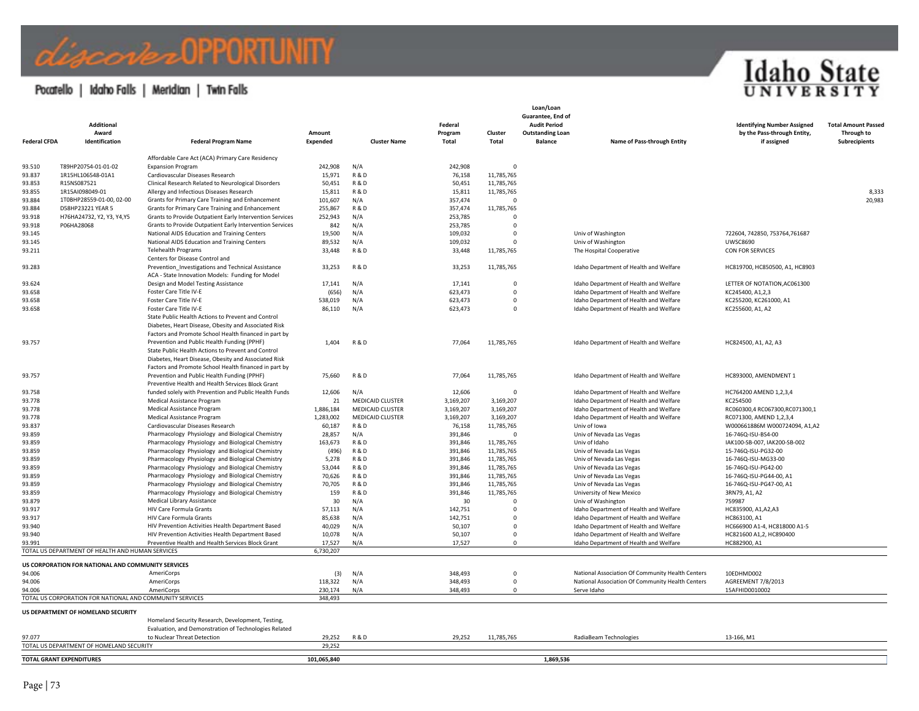| Federal CFDA | Additional Award Identification | Federal Program Name | Amount Expended | Cluster Name | Federal Program Total | Cluster Total | Loan/Loan Guarantee, End of Audit Period Outstanding Loan Balance | Name of Pass-through Entity | Identifying Number Assigned by the Pass-through Entity, if assigned | Total Amount Passed Through to Subrecipients |
|---|---|---|---|---|---|---|---|---|---|---|
| 93.510 | T89HP20754-01-01-02 | Affordable Care Act (ACA) Primary Care Residency Expansion Program | 242,908 | N/A | 242,908 | 0 | | | | |
| 93.837 | 1R15HL106548-01A1 | Cardiovascular Diseases Research | 15,971 | R & D | 76,158 | 11,785,765 | | | | |
| 93.853 | R15NS087521 | Clinical Research Related to Neurological Disorders | 50,451 | R & D | 50,451 | 11,785,765 | | | | |
| 93.855 | 1R15AI098049-01 | Allergy and Infectious Diseases Research | 15,811 | R & D | 15,811 | 11,785,765 | | | | 8,333 |
| 93.884 | 1T0BHP28559-01-00, 02-00 | Grants for Primary Care Training and Enhancement | 101,607 | N/A | 357,474 | 0 | | | | 20,983 |
| 93.884 | D58HP23221 YEAR 5 | Grants for Primary Care Training and Enhancement | 255,867 | R & D | 357,474 | 11,785,765 | | | | |
| 93.918 | H76HA24732, Y2, Y3, Y4,Y5 | Grants to Provide Outpatient Early Intervention Services | 252,943 | N/A | 253,785 | 0 | | | | |
| 93.918 | P06HA28068 | Grants to Provide Outpatient Early Intervention Services | 842 | N/A | 253,785 | 0 | | | | |
| 93.145 | | National AIDS Education and Training Centers | 19,500 | N/A | 109,032 | 0 | | Univ of Washington | 722604, 742850, 753764,761687 | |
| 93.145 | | National AIDS Education and Training Centers | 89,532 | N/A | 109,032 | 0 | | Univ of Washington | UWSC8690 | |
| 93.211 | | Telehealth Programs | 33,448 | R & D | 33,448 | 11,785,765 | | The Hospital Cooperative | CON FOR SERVICES | |
| 93.283 | | Centers for Disease Control and Prevention_Investigations and Technical Assistance | 33,253 | R & D | 33,253 | 11,785,765 | | Idaho Department of Health and Welfare | HC819700, HC850500, A1, HC8903 | |
| 93.624 | | ACA - State Innovation Models: Funding for Model Design and Model Testing Assistance | 17,141 | N/A | 17,141 | 0 | | Idaho Department of Health and Welfare | LETTER OF NOTATION,AC061300 | |
| 93.658 | | Foster Care Title IV-E | (656) | N/A | 623,473 | 0 | | Idaho Department of Health and Welfare | KC245400, A1,2,3 | |
| 93.658 | | Foster Care Title IV-E | 538,019 | N/A | 623,473 | 0 | | Idaho Department of Health and Welfare | KC255200, KC261000, A1 | |
| 93.658 | | Foster Care Title IV-E | 86,110 | N/A | 623,473 | 0 | | Idaho Department of Health and Welfare | KC255600, A1, A2 | |
| 93.757 | | State Public Health Actions to Prevent and Control Diabetes, Heart Disease, Obesity and Associated Risk Factors and Promote School Health financed in part by Prevention and Public Health Funding (PPHF) | 1,404 | R & D | 77,064 | 11,785,765 | | Idaho Department of Health and Welfare | HC824500, A1, A2, A3 | |
| 93.757 | | State Public Health Actions to Prevent and Control Diabetes, Heart Disease, Obesity and Associated Risk Factors and Promote School Health financed in part by Prevention and Public Health Funding (PPHF) | 75,660 | R & D | 77,064 | 11,785,765 | | Idaho Department of Health and Welfare | HC893000, AMENDMENT 1 | |
| 93.758 | | Preventive Health and Health Services Block Grant funded solely with Prevention and Public Health Funds | 12,606 | N/A | 12,606 | 0 | | Idaho Department of Health and Welfare | HC764200 AMEND 1,2,3,4 | |
| 93.778 | | Medical Assistance Program | 21 | MEDICAID CLUSTER | 3,169,207 | 3,169,207 | | Idaho Department of Health and Welfare | KC254500 | |
| 93.778 | | Medical Assistance Program | 1,886,184 | MEDICAID CLUSTER | 3,169,207 | 3,169,207 | | Idaho Department of Health and Welfare | RC060300,4 RC067300,RC071300,1 | |
| 93.778 | | Medical Assistance Program | 1,283,002 | MEDICAID CLUSTER | 3,169,207 | 3,169,207 | | Idaho Department of Health and Welfare | RC071300, AMEND 1,2,3,4 | |
| 93.837 | | Cardiovascular Diseases Research | 60,187 | R & D | 76,158 | 11,785,765 | | Univ of Iowa | W000661886M W000724094, A1,A2 | |
| 93.859 | | Pharmacology Physiology and Biological Chemistry | 28,857 | N/A | 391,846 | 0 | | Univ of Nevada Las Vegas | 16-746Q-ISU-BS4-00 | |
| 93.859 | | Pharmacology Physiology and Biological Chemistry | 163,673 | R & D | 391,846 | 11,785,765 | | Univ of Idaho | IAK100-SB-007, IAK200-SB-002 | |
| 93.859 | | Pharmacology Physiology and Biological Chemistry | (496) | R & D | 391,846 | 11,785,765 | | Univ of Nevada Las Vegas | 15-746Q-ISU-PG32-00 | |
| 93.859 | | Pharmacology Physiology and Biological Chemistry | 5,278 | R & D | 391,846 | 11,785,765 | | Univ of Nevada Las Vegas | 16-746Q-ISU-MG33-00 | |
| 93.859 | | Pharmacology Physiology and Biological Chemistry | 53,044 | R & D | 391,846 | 11,785,765 | | Univ of Nevada Las Vegas | 16-746Q-ISU-PG42-00 | |
| 93.859 | | Pharmacology Physiology and Biological Chemistry | 70,626 | R & D | 391,846 | 11,785,765 | | Univ of Nevada Las Vegas | 16-746Q-ISU-PG44-00, A1 | |
| 93.859 | | Pharmacology Physiology and Biological Chemistry | 70,705 | R & D | 391,846 | 11,785,765 | | Univ of Nevada Las Vegas | 16-746Q-ISU-PG47-00, A1 | |
| 93.859 | | Pharmacology Physiology and Biological Chemistry | 159 | R & D | 391,846 | 11,785,765 | | University of New Mexico | 3RN79, A1, A2 | |
| 93.879 | | Medical Library Assistance | 30 | N/A | 30 | 0 | | Univ of Washington | 759987 | |
| 93.917 | | HIV Care Formula Grants | 57,113 | N/A | 142,751 | 0 | | Idaho Department of Health and Welfare | HC835900, A1,A2,A3 | |
| 93.917 | | HIV Care Formula Grants | 85,638 | N/A | 142,751 | 0 | | Idaho Department of Health and Welfare | HC863100, A1 | |
| 93.940 | | HIV Prevention Activities Health Department Based | 40,029 | N/A | 50,107 | 0 | | Idaho Department of Health and Welfare | HC666900 A1-4, HC818000 A1-5 | |
| 93.940 | | HIV Prevention Activities Health Department Based | 10,078 | N/A | 50,107 | 0 | | Idaho Department of Health and Welfare | HC821600 A1,2, HC890400 | |
| 93.991 | | Preventive Health and Health Services Block Grant | 17,527 | N/A | 17,527 | 0 | | Idaho Department of Health and Welfare | HC882900, A1 | |
| TOTAL US DEPARTMENT OF HEALTH AND HUMAN SERVICES | | | 6,730,207 | | | | | | | |
| **US CORPORATION FOR NATIONAL AND COMMUNITY SERVICES** | | | | | | | | | | |
| 94.006 | | AmeriCorps | (3) | N/A | 348,493 | 0 | | National Association Of Community Health Centers | 10EDHMD002 | |
| 94.006 | | AmeriCorps | 118,322 | N/A | 348,493 | 0 | | National Association Of Community Health Centers | AGREEMENT 7/8/2013 | |
| 94.006 | | AmeriCorps | 230,174 | N/A | 348,493 | 0 | | Serve Idaho | 15AFHID0010002 | |
| TOTAL US CORPORATION FOR NATIONAL AND COMMUNITY SERVICES | | | 348,493 | | | | | | | |
| **US DEPARTMENT OF HOMELAND SECURITY** | | | | | | | | | | |
| 97.077 | | Homeland Security Research, Development, Testing, Evaluation, and Demonstration of Technologies Related to Nuclear Threat Detection | 29,252 | R & D | 29,252 | 11,785,765 | | RadiaBeam Technologies | 13-166, M1 | |
| TOTAL US DEPARTMENT OF HOMELAND SECURITY | | | 29,252 | | | | | | | |
| **TOTAL GRANT EXPENDITURES** | | | 101,065,840 | | | | 1,869,536 | | | |